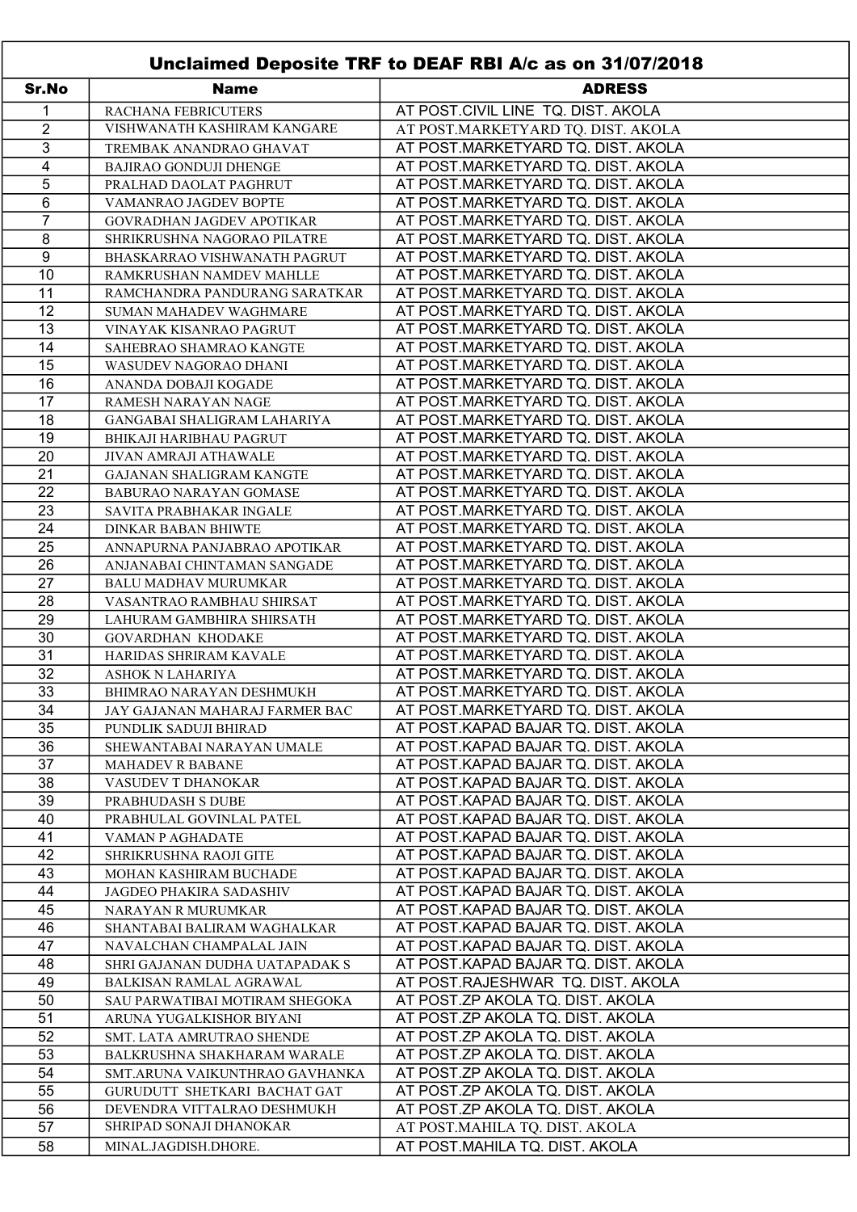## Unclaimed Deposite TRF to DEAF RBI A/c as on 31/07/2018

| Sr.No | Name | ADRESS |
|---|---|---|
| 1 | RACHANA FEBRICUTERS | AT POST.CIVIL LINE TQ. DIST. AKOLA |
| 2 | VISHWANATH KASHIRAM KANGARE | AT POST.MARKETYARD TQ. DIST. AKOLA |
| 3 | TREMBAK ANANDRAO GHAVAT | AT POST.MARKETYARD TQ. DIST. AKOLA |
| 4 | BAJIRAO GONDUJI DHENGE | AT POST.MARKETYARD TQ. DIST. AKOLA |
| 5 | PRALHAD DAOLAT PAGHRUT | AT POST.MARKETYARD TQ. DIST. AKOLA |
| 6 | VAMANRAO JAGDEV BOPTE | AT POST.MARKETYARD TQ. DIST. AKOLA |
| 7 | GOVRADHAN JAGDEV APOTIKAR | AT POST.MARKETYARD TQ. DIST. AKOLA |
| 8 | SHRIKRUSHNA NAGORAO PILATRE | AT POST.MARKETYARD TQ. DIST. AKOLA |
| 9 | BHASKARRAO VISHWANATH PAGRUT | AT POST.MARKETYARD TQ. DIST. AKOLA |
| 10 | RAMKRUSHAN NAMDEV MAHLLE | AT POST.MARKETYARD TQ. DIST. AKOLA |
| 11 | RAMCHANDRA PANDURANG SARATKAR | AT POST.MARKETYARD TQ. DIST. AKOLA |
| 12 | SUMAN MAHADEV WAGHMARE | AT POST.MARKETYARD TQ. DIST. AKOLA |
| 13 | VINAYAK KISANRAO PAGRUT | AT POST.MARKETYARD TQ. DIST. AKOLA |
| 14 | SAHEBRAO SHAMRAO KANGTE | AT POST.MARKETYARD TQ. DIST. AKOLA |
| 15 | WASUDEV NAGORAO DHANI | AT POST.MARKETYARD TQ. DIST. AKOLA |
| 16 | ANANDA DOBAJI KOGADE | AT POST.MARKETYARD TQ. DIST. AKOLA |
| 17 | RAMESH NARAYAN NAGE | AT POST.MARKETYARD TQ. DIST. AKOLA |
| 18 | GANGABAI SHALIGRAM LAHARIYA | AT POST.MARKETYARD TQ. DIST. AKOLA |
| 19 | BHIKAJI HARIBHAU PAGRUT | AT POST.MARKETYARD TQ. DIST. AKOLA |
| 20 | JIVAN AMRAJI ATHAWALE | AT POST.MARKETYARD TQ. DIST. AKOLA |
| 21 | GAJANAN SHALIGRAM KANGTE | AT POST.MARKETYARD TQ. DIST. AKOLA |
| 22 | BABURAO NARAYAN GOMASE | AT POST.MARKETYARD TQ. DIST. AKOLA |
| 23 | SAVITA PRABHAKAR INGALE | AT POST.MARKETYARD TQ. DIST. AKOLA |
| 24 | DINKAR BABAN BHIWTE | AT POST.MARKETYARD TQ. DIST. AKOLA |
| 25 | ANNAPURNA PANJABRAO APOTIKAR | AT POST.MARKETYARD TQ. DIST. AKOLA |
| 26 | ANJANABAI CHINTAMAN SANGADE | AT POST.MARKETYARD TQ. DIST. AKOLA |
| 27 | BALU MADHAV MURUMKAR | AT POST.MARKETYARD TQ. DIST. AKOLA |
| 28 | VASANTRAO RAMBHAU SHIRSAT | AT POST.MARKETYARD TQ. DIST. AKOLA |
| 29 | LAHURAM GAMBHIRA SHIRSATH | AT POST.MARKETYARD TQ. DIST. AKOLA |
| 30 | GOVARDHAN KHODAKE | AT POST.MARKETYARD TQ. DIST. AKOLA |
| 31 | HARIDAS SHRIRAM KAVALE | AT POST.MARKETYARD TQ. DIST. AKOLA |
| 32 | ASHOK N LAHARIYA | AT POST.MARKETYARD TQ. DIST. AKOLA |
| 33 | BHIMRAO NARAYAN DESHMUKH | AT POST.MARKETYARD TQ. DIST. AKOLA |
| 34 | JAY GAJANAN MAHARAJ FARMER BAC | AT POST.MARKETYARD TQ. DIST. AKOLA |
| 35 | PUNDLIK SADUJI BHIRAD | AT POST.KAPAD BAJAR TQ. DIST. AKOLA |
| 36 | SHEWANTABAI NARAYAN UMALE | AT POST.KAPAD BAJAR TQ. DIST. AKOLA |
| 37 | MAHADEV R BABANE | AT POST.KAPAD BAJAR TQ. DIST. AKOLA |
| 38 | VASUDEV T DHANOKAR | AT POST.KAPAD BAJAR TQ. DIST. AKOLA |
| 39 | PRABHUDASH S DUBE | AT POST.KAPAD BAJAR TQ. DIST. AKOLA |
| 40 | PRABHULAL GOVINLAL PATEL | AT POST.KAPAD BAJAR TQ. DIST. AKOLA |
| 41 | VAMAN P AGHADATE | AT POST.KAPAD BAJAR TQ. DIST. AKOLA |
| 42 | SHRIKRUSHNA RAOJI GITE | AT POST.KAPAD BAJAR TQ. DIST. AKOLA |
| 43 | MOHAN KASHIRAM BUCHADE | AT POST.KAPAD BAJAR TQ. DIST. AKOLA |
| 44 | JAGDEO PHAKIRA SADASHIV | AT POST.KAPAD BAJAR TQ. DIST. AKOLA |
| 45 | NARAYAN R MURUMKAR | AT POST.KAPAD BAJAR TQ. DIST. AKOLA |
| 46 | SHANTABAI BALIRAM WAGHALKAR | AT POST.KAPAD BAJAR TQ. DIST. AKOLA |
| 47 | NAVALCHAN CHAMPALAL JAIN | AT POST.KAPAD BAJAR TQ. DIST. AKOLA |
| 48 | SHRI GAJANAN DUDHA UATAPADAK S | AT POST.KAPAD BAJAR TQ. DIST. AKOLA |
| 49 | BALKISAN RAMLAL AGRAWAL | AT POST.RAJESHWAR TQ. DIST. AKOLA |
| 50 | SAU PARWATIBAI MOTIRAM SHEGOKA | AT POST.ZP AKOLA TQ. DIST. AKOLA |
| 51 | ARUNA YUGALKISHOR BIYANI | AT POST.ZP AKOLA TQ. DIST. AKOLA |
| 52 | SMT. LATA AMRUTRAO SHENDE | AT POST.ZP AKOLA TQ. DIST. AKOLA |
| 53 | BALKRUSHNA SHAKHARAM WARALE | AT POST.ZP AKOLA TQ. DIST. AKOLA |
| 54 | SMT.ARUNA VAIKUNTHRAO GAVHANKA | AT POST.ZP AKOLA TQ. DIST. AKOLA |
| 55 | GURUDUTT SHETKARI BACHAT GAT | AT POST.ZP AKOLA TQ. DIST. AKOLA |
| 56 | DEVENDRA VITTALRAO DESHMUKH | AT POST.ZP AKOLA TQ. DIST. AKOLA |
| 57 | SHRIPAD SONAJI DHANOKAR | AT POST.MAHILA TQ. DIST. AKOLA |
| 58 | MINAL.JAGDISH.DHORE. | AT POST.MAHILA TQ. DIST. AKOLA |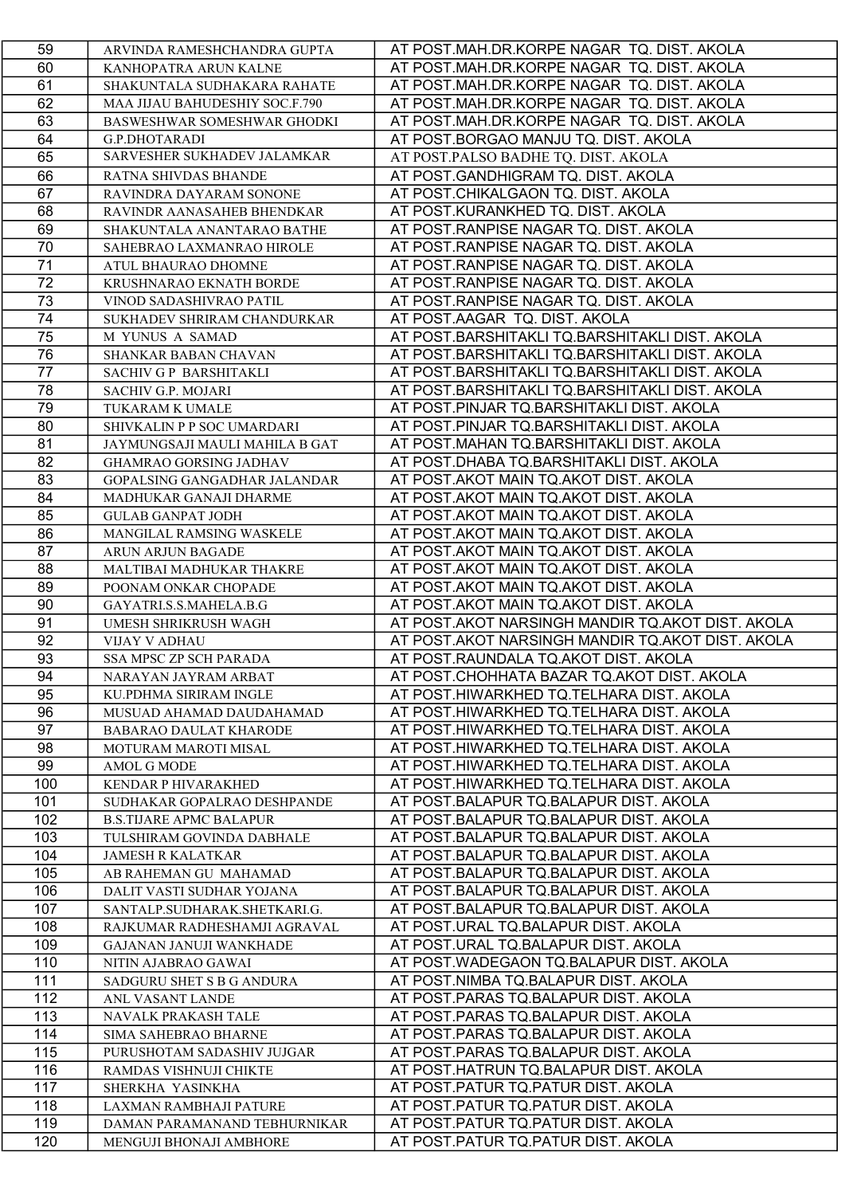| 59 | ARVINDA RAMESHCHANDRA GUPTA | AT POST.MAH.DR.KORPE NAGAR TQ. DIST. AKOLA |
|---|---|---|
| 60 | KANHOPATRA ARUN KALNE | AT POST.MAH.DR.KORPE NAGAR TQ. DIST. AKOLA |
| 61 | SHAKUNTALA SUDHAKARA RAHATE | AT POST.MAH.DR.KORPE NAGAR TQ. DIST. AKOLA |
| 62 | MAA JIJAU BAHUDESHIY SOC.F.790 | AT POST.MAH.DR.KORPE NAGAR TQ. DIST. AKOLA |
| 63 | BASWESHWAR SOMESHWAR GHODKI | AT POST.MAH.DR.KORPE NAGAR TQ. DIST. AKOLA |
| 64 | G.P.DHOTARADI | AT POST.BORGAO MANJU TQ. DIST. AKOLA |
| 65 | SARVESHER SUKHADEV JALAMKAR | AT POST.PALSO BADHE TQ. DIST. AKOLA |
| 66 | RATNA SHIVDAS BHANDE | AT POST.GANDHIGRAM TQ. DIST. AKOLA |
| 67 | RAVINDRA DAYARAM SONONE | AT POST.CHIKALGAON TQ. DIST. AKOLA |
| 68 | RAVINDR AANASAHEB BHENDKAR | AT POST.KURANKHED TQ. DIST. AKOLA |
| 69 | SHAKUNTALA ANANTARAO BATHE | AT POST.RANPISE NAGAR TQ. DIST. AKOLA |
| 70 | SAHEBRAO LAXMANRAO HIROLE | AT POST.RANPISE NAGAR TQ. DIST. AKOLA |
| 71 | ATUL BHAURAO DHOMNE | AT POST.RANPISE NAGAR TQ. DIST. AKOLA |
| 72 | KRUSHNARAO EKNATH BORDE | AT POST.RANPISE NAGAR TQ. DIST. AKOLA |
| 73 | VINOD SADASHIVRAO PATIL | AT POST.RANPISE NAGAR TQ. DIST. AKOLA |
| 74 | SUKHADEV SHRIRAM CHANDURKAR | AT POST.AAGAR TQ. DIST. AKOLA |
| 75 | M YUNUS A SAMAD | AT POST.BARSHITAKLI TQ.BARSHITAKLI DIST. AKOLA |
| 76 | SHANKAR BABAN CHAVAN | AT POST.BARSHITAKLI TQ.BARSHITAKLI DIST. AKOLA |
| 77 | SACHIV G P BARSHITAKLI | AT POST.BARSHITAKLI TQ.BARSHITAKLI DIST. AKOLA |
| 78 | SACHIV G.P. MOJARI | AT POST.BARSHITAKLI TQ.BARSHITAKLI DIST. AKOLA |
| 79 | TUKARAM K UMALE | AT POST.PINJAR TQ.BARSHITAKLI DIST. AKOLA |
| 80 | SHIVKALIN P P SOC UMARDARI | AT POST.PINJAR TQ.BARSHITAKLI DIST. AKOLA |
| 81 | JAYMUNGSAJI MAULI MAHILA B GAT | AT POST.MAHAN TQ.BARSHITAKLI DIST. AKOLA |
| 82 | GHAMRAO GORSING JADHAV | AT POST.DHABA TQ.BARSHITAKLI DIST. AKOLA |
| 83 | GOPALSING GANGADHAR JALANDAR | AT POST.AKOT MAIN TQ.AKOT DIST. AKOLA |
| 84 | MADHUKAR GANAJI DHARME | AT POST.AKOT MAIN TQ.AKOT DIST. AKOLA |
| 85 | GULAB GANPAT JODH | AT POST.AKOT MAIN TQ.AKOT DIST. AKOLA |
| 86 | MANGILAL RAMSING WASKELE | AT POST.AKOT MAIN TQ.AKOT DIST. AKOLA |
| 87 | ARUN ARJUN BAGADE | AT POST.AKOT MAIN TQ.AKOT DIST. AKOLA |
| 88 | MALTIBAI MADHUKAR THAKRE | AT POST.AKOT MAIN TQ.AKOT DIST. AKOLA |
| 89 | POONAM ONKAR CHOPADE | AT POST.AKOT MAIN TQ.AKOT DIST. AKOLA |
| 90 | GAYATRI.S.S.MAHELA.B.G | AT POST.AKOT MAIN TQ.AKOT DIST. AKOLA |
| 91 | UMESH SHRIKRUSH WAGH | AT POST.AKOT NARSINGH MANDIR TQ.AKOT DIST. AKOLA |
| 92 | VIJAY V ADHAU | AT POST.AKOT NARSINGH MANDIR TQ.AKOT DIST. AKOLA |
| 93 | SSA MPSC ZP SCH PARADA | AT POST.RAUNDALA TQ.AKOT DIST. AKOLA |
| 94 | NARAYAN JAYRAM ARBAT | AT POST.CHOHHATA BAZAR TQ.AKOT DIST. AKOLA |
| 95 | KU.PDHMA SIRIRAM INGLE | AT POST.HIWARKHED TQ.TELHARA DIST. AKOLA |
| 96 | MUSUAD AHAMAD DAUDAHAMAD | AT POST.HIWARKHED TQ.TELHARA DIST. AKOLA |
| 97 | BABARAO DAULAT KHARODE | AT POST.HIWARKHED TQ.TELHARA DIST. AKOLA |
| 98 | MOTURAM MAROTI MISAL | AT POST.HIWARKHED TQ.TELHARA DIST. AKOLA |
| 99 | AMOL G MODE | AT POST.HIWARKHED TQ.TELHARA DIST. AKOLA |
| 100 | KENDAR P HIVARAKHED | AT POST.HIWARKHED TQ.TELHARA DIST. AKOLA |
| 101 | SUDHAKAR GOPALRAO DESHPANDE | AT POST.BALAPUR TQ.BALAPUR DIST. AKOLA |
| 102 | B.S.TIJARE APMC BALAPUR | AT POST.BALAPUR TQ.BALAPUR DIST. AKOLA |
| 103 | TULSHIRAM GOVINDA DABHALE | AT POST.BALAPUR TQ.BALAPUR DIST. AKOLA |
| 104 | JAMESH R KALATKAR | AT POST.BALAPUR TQ.BALAPUR DIST. AKOLA |
| 105 | AB RAHEMAN GU MAHAMAD | AT POST.BALAPUR TQ.BALAPUR DIST. AKOLA |
| 106 | DALIT VASTI SUDHAR YOJANA | AT POST.BALAPUR TQ.BALAPUR DIST. AKOLA |
| 107 | SANTALP.SUDHARAK.SHETKARI.G. | AT POST.BALAPUR TQ.BALAPUR DIST. AKOLA |
| 108 | RAJKUMAR RADHESHAMJI AGRAVAL | AT POST.URAL TQ.BALAPUR DIST. AKOLA |
| 109 | GAJANAN JANUJI WANKHADE | AT POST.URAL TQ.BALAPUR DIST. AKOLA |
| 110 | NITIN AJABRAO GAWAI | AT POST.WADEGAON TQ.BALAPUR DIST. AKOLA |
| 111 | SADGURU SHET S B G ANDURA | AT POST.NIMBA TQ.BALAPUR DIST. AKOLA |
| 112 | ANL VASANT LANDE | AT POST.PARAS TQ.BALAPUR DIST. AKOLA |
| 113 | NAVALK PRAKASH TALE | AT POST.PARAS TQ.BALAPUR DIST. AKOLA |
| 114 | SIMA SAHEBRAO BHARNE | AT POST.PARAS TQ.BALAPUR DIST. AKOLA |
| 115 | PURUSHOTAM SADASHIV JUJGAR | AT POST.PARAS TQ.BALAPUR DIST. AKOLA |
| 116 | RAMDAS VISHNUJI CHIKTE | AT POST.HATRUN TQ.BALAPUR DIST. AKOLA |
| 117 | SHERKHA YASINKHA | AT POST.PATUR TQ.PATUR DIST. AKOLA |
| 118 | LAXMAN RAMBHAJI PATURE | AT POST.PATUR TQ.PATUR DIST. AKOLA |
| 119 | DAMAN PARAMANAND TEBHURNIKAR | AT POST.PATUR TQ.PATUR DIST. AKOLA |
| 120 | MENGUJI BHONAJI AMBHORE | AT POST.PATUR TQ.PATUR DIST. AKOLA |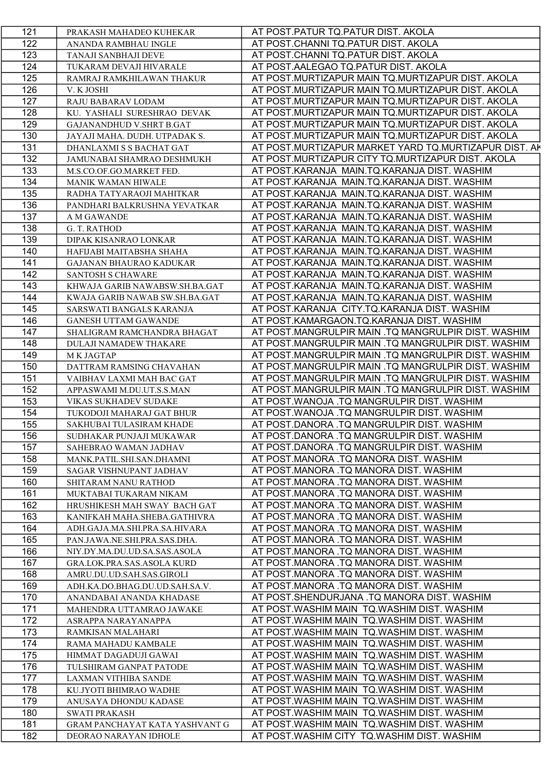| 121 | PRAKASH MAHADEO KUHEKAR | AT POST.PATUR TQ.PATUR DIST. AKOLA |
|---|---|---|
| 122 | ANANDA RAMBHAU INGLE | AT POST.CHANNI TQ.PATUR DIST. AKOLA |
| 123 | TANAJI SANBHAJI DEVE | AT POST.CHANNI TQ.PATUR DIST. AKOLA |
| 124 | TUKARAM DEVAJI HIVARALE | AT POST.AALEGAO TQ.PATUR DIST. AKOLA |
| 125 | RAMRAJ RAMKHILAWAN THAKUR | AT POST.MURTIZAPUR MAIN TQ.MURTIZAPUR DIST. AKOLA |
| 126 | V. K JOSHI | AT POST.MURTIZAPUR MAIN TQ.MURTIZAPUR DIST. AKOLA |
| 127 | RAJU BABARAV LODAM | AT POST.MURTIZAPUR MAIN TQ.MURTIZAPUR DIST. AKOLA |
| 128 | KU. YASHALI SURESHRAO DEVAK | AT POST.MURTIZAPUR MAIN TQ.MURTIZAPUR DIST. AKOLA |
| 129 | GAJANANDHUD V.SHRT B.GAT | AT POST.MURTIZAPUR MAIN TQ.MURTIZAPUR DIST. AKOLA |
| 130 | JAYAJI MAHA. DUDH. UTPADAK S. | AT POST.MURTIZAPUR MAIN TQ.MURTIZAPUR DIST. AKOLA |
| 131 | DHANLAXMI S S BACHAT GAT | AT POST.MURTIZAPUR MARKET YARD TQ.MURTIZAPUR DIST. AK |
| 132 | JAMUNABAI SHAMRAO DESHMUKH | AT POST.MURTIZAPUR CITY TQ.MURTIZAPUR DIST. AKOLA |
| 133 | M.S.CO.OF.GO.MARKET FED. | AT POST.KARANJA MAIN.TQ.KARANJA DIST. WASHIM |
| 134 | MANIK WAMAN HIWALE | AT POST.KARANJA MAIN.TQ.KARANJA DIST. WASHIM |
| 135 | RADHA TATYARAOJI MAHITKAR | AT POST.KARANJA MAIN.TQ.KARANJA DIST. WASHIM |
| 136 | PANDHARI BALKRUSHNA YEVATKAR | AT POST.KARANJA MAIN.TQ.KARANJA DIST. WASHIM |
| 137 | A M GAWANDE | AT POST.KARANJA MAIN.TQ.KARANJA DIST. WASHIM |
| 138 | G. T. RATHOD | AT POST.KARANJA MAIN.TQ.KARANJA DIST. WASHIM |
| 139 | DIPAK KISANRAO LONKAR | AT POST.KARANJA MAIN.TQ.KARANJA DIST. WASHIM |
| 140 | HAFIJABI MAITABSHA SHAHA | AT POST.KARANJA MAIN.TQ.KARANJA DIST. WASHIM |
| 141 | GAJANAN BHAURAO KADUKAR | AT POST.KARANJA MAIN.TQ.KARANJA DIST. WASHIM |
| 142 | SANTOSH S CHAWARE | AT POST.KARANJA MAIN.TQ.KARANJA DIST. WASHIM |
| 143 | KHWAJA GARIB NAWABSW.SH.BA.GAT | AT POST.KARANJA MAIN.TQ.KARANJA DIST. WASHIM |
| 144 | KWAJA GARIB NAWAB SW.SH.BA.GAT | AT POST.KARANJA MAIN.TQ.KARANJA DIST. WASHIM |
| 145 | SARSWATI BANGALS KARANJA | AT POST.KARANJA CITY.TQ.KARANJA DIST. WASHIM |
| 146 | GANESH UTTAM GAWANDE | AT POST.KAMARGAON.TQ.KARANJA DIST. WASHIM |
| 147 | SHALIGRAM RAMCHANDRA BHAGAT | AT POST.MANGRULPIR MAIN .TQ MANGRULPIR DIST. WASHIM |
| 148 | DULAJI NAMADEW THAKARE | AT POST.MANGRULPIR MAIN .TQ MANGRULPIR DIST. WASHIM |
| 149 | M K JAGTAP | AT POST.MANGRULPIR MAIN .TQ MANGRULPIR DIST. WASHIM |
| 150 | DATTRAM RAMSING CHAVAHAN | AT POST.MANGRULPIR MAIN .TQ MANGRULPIR DIST. WASHIM |
| 151 | VAIBHAV LAXMI MAH BAC GAT | AT POST.MANGRULPIR MAIN .TQ MANGRULPIR DIST. WASHIM |
| 152 | APPASWAMI M.DU.UT.S.S.MAN | AT POST.MANGRULPIR MAIN .TQ MANGRULPIR DIST. WASHIM |
| 153 | VIKAS SUKHADEV SUDAKE | AT POST.WANOJA .TQ MANGRULPIR DIST. WASHIM |
| 154 | TUKODOJI MAHARAJ GAT BHUR | AT POST.WANOJA .TQ MANGRULPIR DIST. WASHIM |
| 155 | SAKHUBAI TULASIRAM KHADE | AT POST.DANORA .TQ MANGRULPIR DIST. WASHIM |
| 156 | SUDHAKAR PUNJAJI MUKAWAR | AT POST.DANORA .TQ MANGRULPIR DIST. WASHIM |
| 157 | SAHEBRAO WAMAN JADHAV | AT POST.DANORA .TQ MANGRULPIR DIST. WASHIM |
| 158 | MANK.PATIL.SHI.SAN.DHAMNI | AT POST.MANORA .TQ MANORA DIST. WASHIM |
| 159 | SAGAR VISHNUPANT JADHAV | AT POST.MANORA .TQ MANORA DIST. WASHIM |
| 160 | SHITARAM NANU RATHOD | AT POST.MANORA .TQ MANORA DIST. WASHIM |
| 161 | MUKTABAI TUKARAM NIKAM | AT POST.MANORA .TQ MANORA DIST. WASHIM |
| 162 | HRUSHIKESH MAH SWAY BACH GAT | AT POST.MANORA .TQ MANORA DIST. WASHIM |
| 163 | KANIFKAH MAHA.SHEBA.GATHIVRA | AT POST.MANORA .TQ MANORA DIST. WASHIM |
| 164 | ADH.GAJA.MA.SHI.PRA.SA.HIVARA | AT POST.MANORA .TQ MANORA DIST. WASHIM |
| 165 | PAN.JAWA.NE.SHI.PRA.SAS.DHA. | AT POST.MANORA .TQ MANORA DIST. WASHIM |
| 166 | NIY.DY.MA.DU.UD.SA.SAS.ASOLA | AT POST.MANORA .TQ MANORA DIST. WASHIM |
| 167 | GRA.LOK.PRA.SAS.ASOLA KURD | AT POST.MANORA .TQ MANORA DIST. WASHIM |
| 168 | AMRU.DU.UD.SAH.SAS.GIROLI | AT POST.MANORA .TQ MANORA DIST. WASHIM |
| 169 | ADH.KA.DO.BHAG.DU.UD.SAH.SA.V. | AT POST.MANORA .TQ MANORA DIST. WASHIM |
| 170 | ANANDABAI ANANDA KHADASE | AT POST.SHENDURJANA .TQ MANORA DIST. WASHIM |
| 171 | MAHENDRA UTTAMRAO JAWAKE | AT POST.WASHIM MAIN TQ.WASHIM DIST. WASHIM |
| 172 | ASRAPPA NARAYANAPPA | AT POST.WASHIM MAIN TQ.WASHIM DIST. WASHIM |
| 173 | RAMKISAN MALAHARI | AT POST.WASHIM MAIN TQ.WASHIM DIST. WASHIM |
| 174 | RAMA MAHADU KAMBALE | AT POST.WASHIM MAIN TQ.WASHIM DIST. WASHIM |
| 175 | HIMMAT DAGADUJI GAWAI | AT POST.WASHIM MAIN TQ.WASHIM DIST. WASHIM |
| 176 | TULSHIRAM GANPAT PATODE | AT POST.WASHIM MAIN TQ.WASHIM DIST. WASHIM |
| 177 | LAXMAN VITHIBA SANDE | AT POST.WASHIM MAIN TQ.WASHIM DIST. WASHIM |
| 178 | KU.JYOTI BHIMRAO WADHE | AT POST.WASHIM MAIN TQ.WASHIM DIST. WASHIM |
| 179 | ANUSAYA DHONDU KADASE | AT POST.WASHIM MAIN TQ.WASHIM DIST. WASHIM |
| 180 | SWATI PRAKASH | AT POST.WASHIM MAIN TQ.WASHIM DIST. WASHIM |
| 181 | GRAM PANCHAYAT KATA YASHVANT G | AT POST.WASHIM MAIN TQ.WASHIM DIST. WASHIM |
| 182 | DEORAO NARAYAN IDHOLE | AT POST.WASHIM CITY TQ.WASHIM DIST. WASHIM |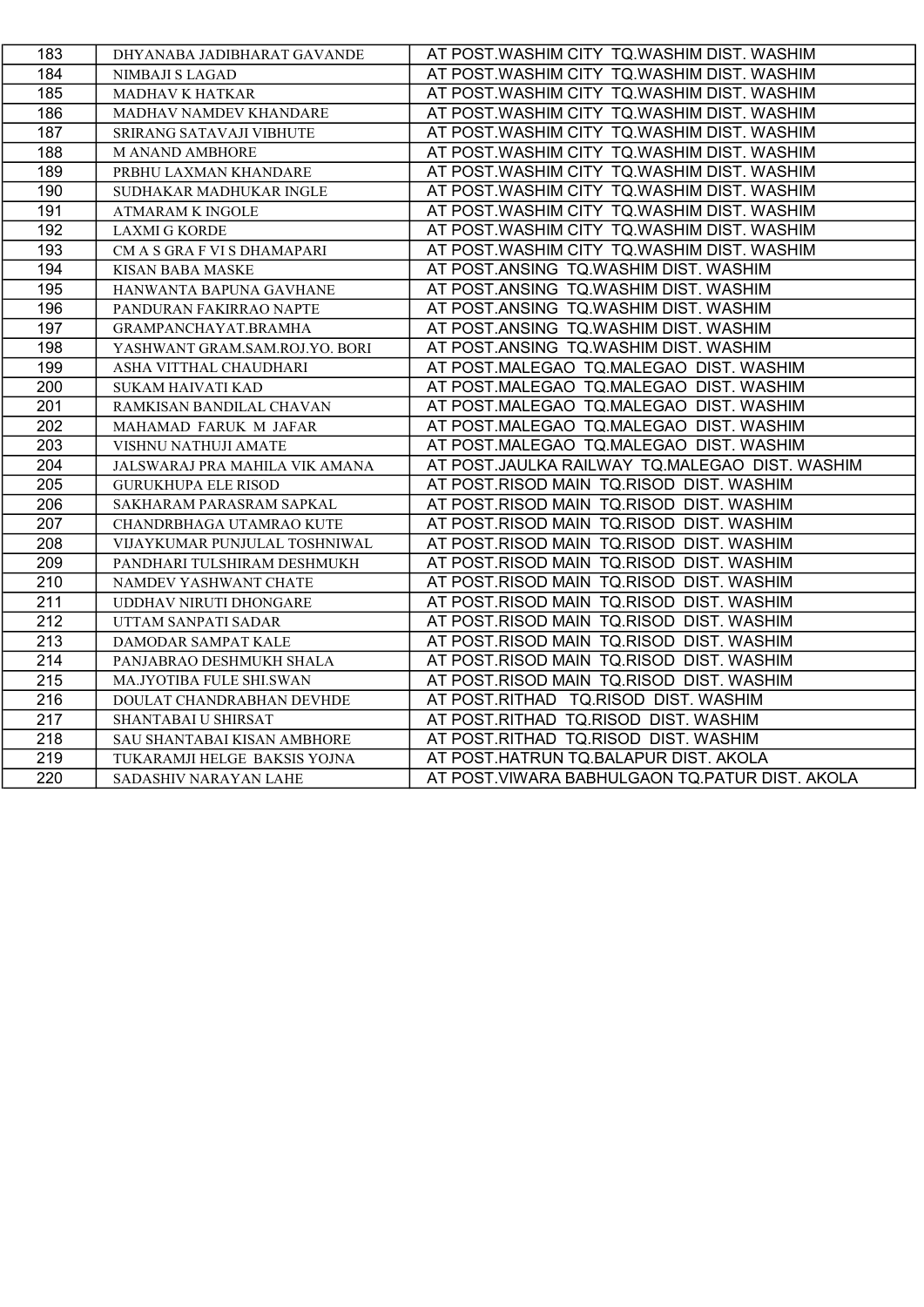| | | |
|---|---|---|
| 183 | DHYANABA JADIBHARAT GAVANDE | AT POST.WASHIM CITY TQ.WASHIM DIST. WASHIM |
| 184 | NIMBAJI S LAGAD | AT POST.WASHIM CITY TQ.WASHIM DIST. WASHIM |
| 185 | MADHAV K HATKAR | AT POST.WASHIM CITY TQ.WASHIM DIST. WASHIM |
| 186 | MADHAV NAMDEV KHANDARE | AT POST.WASHIM CITY TQ.WASHIM DIST. WASHIM |
| 187 | SRIRANG SATAVAJI VIBHUTE | AT POST.WASHIM CITY TQ.WASHIM DIST. WASHIM |
| 188 | M ANAND AMBHORE | AT POST.WASHIM CITY TQ.WASHIM DIST. WASHIM |
| 189 | PRBHU LAXMAN KHANDARE | AT POST.WASHIM CITY TQ.WASHIM DIST. WASHIM |
| 190 | SUDHAKAR MADHUKAR INGLE | AT POST.WASHIM CITY TQ.WASHIM DIST. WASHIM |
| 191 | ATMARAM K INGOLE | AT POST.WASHIM CITY TQ.WASHIM DIST. WASHIM |
| 192 | LAXMI G KORDE | AT POST.WASHIM CITY TQ.WASHIM DIST. WASHIM |
| 193 | CM A S GRA F VI S DHAMAPARI | AT POST.WASHIM CITY TQ.WASHIM DIST. WASHIM |
| 194 | KISAN BABA MASKE | AT POST.ANSING TQ.WASHIM DIST. WASHIM |
| 195 | HANWANTA BAPUNA GAVHANE | AT POST.ANSING TQ.WASHIM DIST. WASHIM |
| 196 | PANDURAN FAKIRRAO NAPTE | AT POST.ANSING TQ.WASHIM DIST. WASHIM |
| 197 | GRAMPANCHAYAT.BRAMHA | AT POST.ANSING TQ.WASHIM DIST. WASHIM |
| 198 | YASHWANT GRAM.SAM.ROJ.YO. BORI | AT POST.ANSING TQ.WASHIM DIST. WASHIM |
| 199 | ASHA VITTHAL CHAUDHARI | AT POST.MALEGAO TQ.MALEGAO DIST. WASHIM |
| 200 | SUKAM HAIVATI KAD | AT POST.MALEGAO TQ.MALEGAO DIST. WASHIM |
| 201 | RAMKISAN BANDILAL CHAVAN | AT POST.MALEGAO TQ.MALEGAO DIST. WASHIM |
| 202 | MAHAMAD FARUK M JAFAR | AT POST.MALEGAO TQ.MALEGAO DIST. WASHIM |
| 203 | VISHNU NATHUJI AMATE | AT POST.MALEGAO TQ.MALEGAO DIST. WASHIM |
| 204 | JALSWARAJ PRA MAHILA VIK AMANA | AT POST.JAULKA RAILWAY TQ.MALEGAO DIST. WASHIM |
| 205 | GURUKHUPA ELE RISOD | AT POST.RISOD MAIN TQ.RISOD DIST. WASHIM |
| 206 | SAKHARAM PARASRAM SAPKAL | AT POST.RISOD MAIN TQ.RISOD DIST. WASHIM |
| 207 | CHANDRBHAGA UTAMRAO KUTE | AT POST.RISOD MAIN TQ.RISOD DIST. WASHIM |
| 208 | VIJAYKUMAR PUNJULAL TOSHNIWAL | AT POST.RISOD MAIN TQ.RISOD DIST. WASHIM |
| 209 | PANDHARI TULSHIRAM DESHMUKH | AT POST.RISOD MAIN TQ.RISOD DIST. WASHIM |
| 210 | NAMDEV YASHWANT CHATE | AT POST.RISOD MAIN TQ.RISOD DIST. WASHIM |
| 211 | UDDHAV NIRUTI DHONGARE | AT POST.RISOD MAIN TQ.RISOD DIST. WASHIM |
| 212 | UTTAM SANPATI SADAR | AT POST.RISOD MAIN TQ.RISOD DIST. WASHIM |
| 213 | DAMODAR SAMPAT KALE | AT POST.RISOD MAIN TQ.RISOD DIST. WASHIM |
| 214 | PANJABRAO DESHMUKH SHALA | AT POST.RISOD MAIN TQ.RISOD DIST. WASHIM |
| 215 | MA.JYOTIBA FULE SHI.SWAN | AT POST.RISOD MAIN TQ.RISOD DIST. WASHIM |
| 216 | DOULAT CHANDRABHAN DEVHDE | AT POST.RITHAD TQ.RISOD DIST. WASHIM |
| 217 | SHANTABAI U SHIRSAT | AT POST.RITHAD TQ.RISOD DIST. WASHIM |
| 218 | SAU SHANTABAI KISAN AMBHORE | AT POST.RITHAD TQ.RISOD DIST. WASHIM |
| 219 | TUKARAMJI HELGE BAKSIS YOJNA | AT POST.HATRUN TQ.BALAPUR DIST. AKOLA |
| 220 | SADASHIV NARAYAN LAHE | AT POST.VIWARA BABHULGAON TQ.PATUR DIST. AKOLA |